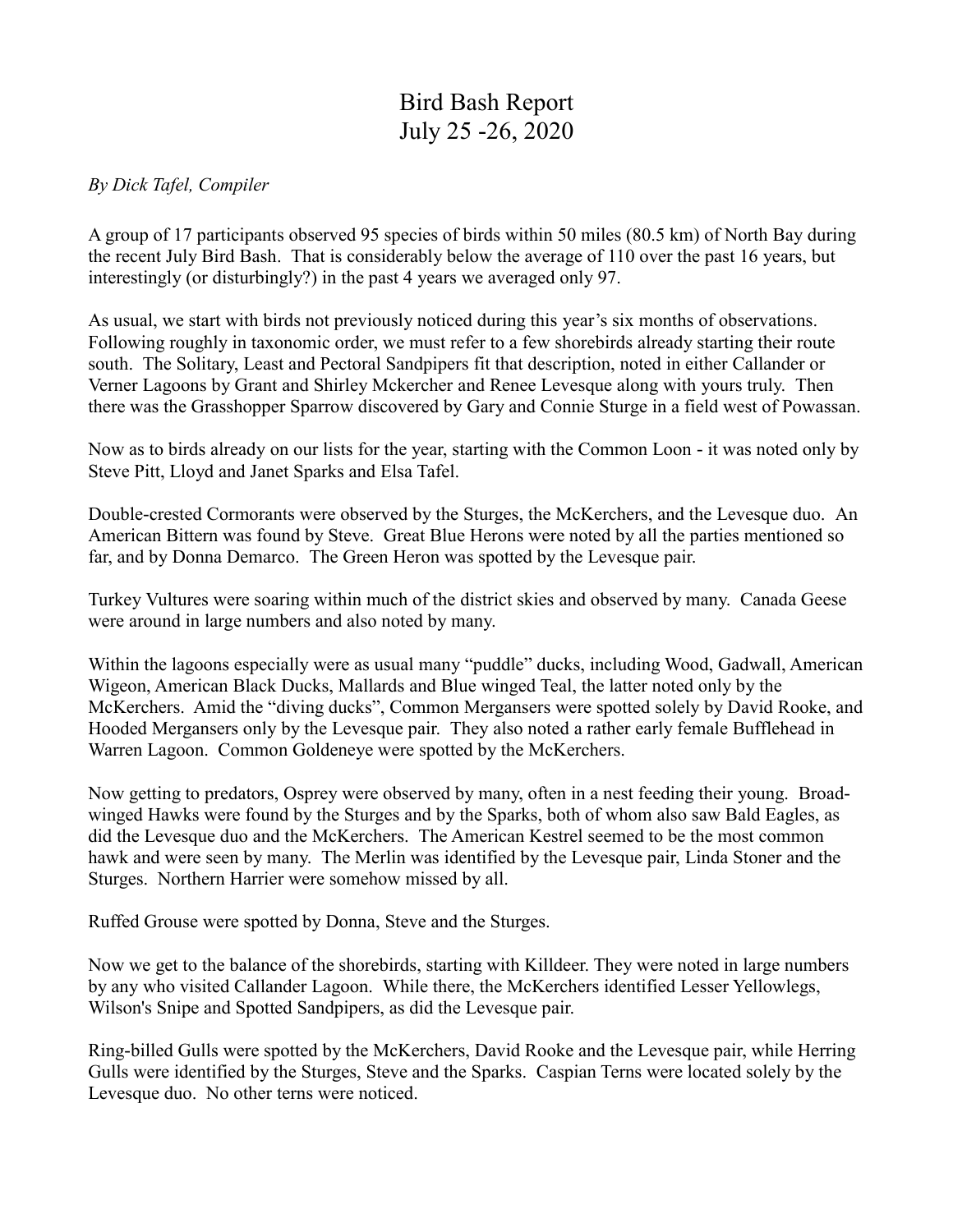# Bird Bash Report
## July 25 -26, 2020

*By Dick Tafel, Compiler*

A group of 17 participants observed 95 species of birds within 50 miles (80.5 km) of North Bay during the recent July Bird Bash. That is considerably below the average of 110 over the past 16 years, but interestingly (or disturbingly?) in the past 4 years we averaged only 97.

As usual, we start with birds not previously noticed during this year's six months of observations. Following roughly in taxonomic order, we must refer to a few shorebirds already starting their route south. The Solitary, Least and Pectoral Sandpipers fit that description, noted in either Callander or Verner Lagoons by Grant and Shirley Mckercher and Renee Levesque along with yours truly. Then there was the Grasshopper Sparrow discovered by Gary and Connie Sturge in a field west of Powassan.

Now as to birds already on our lists for the year, starting with the Common Loon - it was noted only by Steve Pitt, Lloyd and Janet Sparks and Elsa Tafel.

Double-crested Cormorants were observed by the Sturges, the McKerchers, and the Levesque duo. An American Bittern was found by Steve. Great Blue Herons were noted by all the parties mentioned so far, and by Donna Demarco. The Green Heron was spotted by the Levesque pair.

Turkey Vultures were soaring within much of the district skies and observed by many. Canada Geese were around in large numbers and also noted by many.

Within the lagoons especially were as usual many "puddle" ducks, including Wood, Gadwall, American Wigeon, American Black Ducks, Mallards and Blue winged Teal, the latter noted only by the McKerchers. Amid the "diving ducks", Common Mergansers were spotted solely by David Rooke, and Hooded Mergansers only by the Levesque pair. They also noted a rather early female Bufflehead in Warren Lagoon. Common Goldeneye were spotted by the McKerchers.

Now getting to predators, Osprey were observed by many, often in a nest feeding their young. Broad-winged Hawks were found by the Sturges and by the Sparks, both of whom also saw Bald Eagles, as did the Levesque duo and the McKerchers. The American Kestrel seemed to be the most common hawk and were seen by many. The Merlin was identified by the Levesque pair, Linda Stoner and the Sturges. Northern Harrier were somehow missed by all.

Ruffed Grouse were spotted by Donna, Steve and the Sturges.

Now we get to the balance of the shorebirds, starting with Killdeer. They were noted in large numbers by any who visited Callander Lagoon. While there, the McKerchers identified Lesser Yellowlegs, Wilson's Snipe and Spotted Sandpipers, as did the Levesque pair.

Ring-billed Gulls were spotted by the McKerchers, David Rooke and the Levesque pair, while Herring Gulls were identified by the Sturges, Steve and the Sparks. Caspian Terns were located solely by the Levesque duo. No other terns were noticed.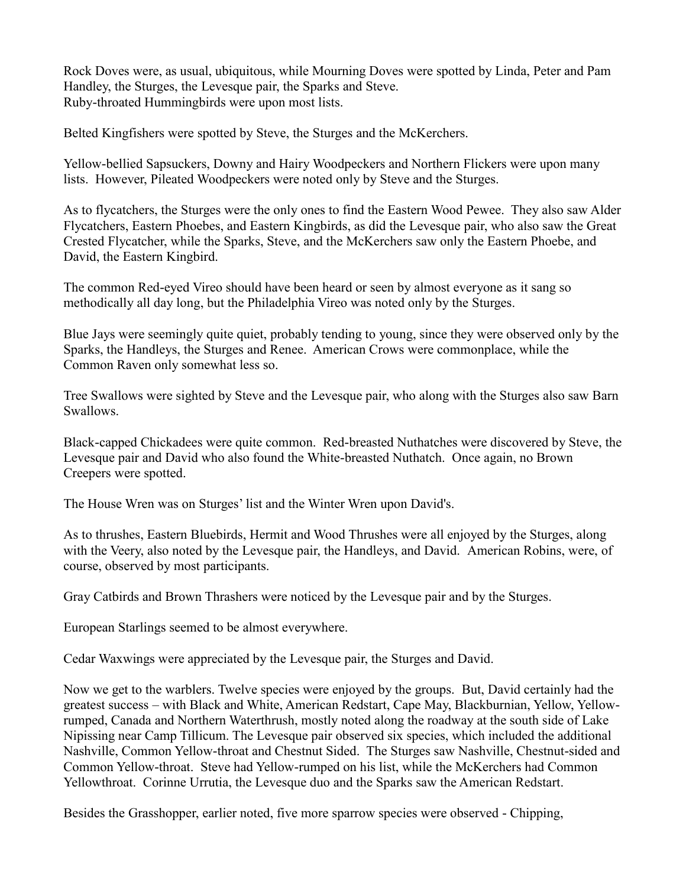Rock Doves were, as usual, ubiquitous, while Mourning Doves were spotted by Linda, Peter and Pam Handley, the Sturges, the Levesque pair, the Sparks and Steve.
Ruby-throated Hummingbirds were upon most lists.

Belted Kingfishers were spotted by Steve, the Sturges and the McKerchers.

Yellow-bellied Sapsuckers, Downy and Hairy Woodpeckers and Northern Flickers were upon many lists. However, Pileated Woodpeckers were noted only by Steve and the Sturges.

As to flycatchers, the Sturges were the only ones to find the Eastern Wood Pewee. They also saw Alder Flycatchers, Eastern Phoebes, and Eastern Kingbirds, as did the Levesque pair, who also saw the Great Crested Flycatcher, while the Sparks, Steve, and the McKerchers saw only the Eastern Phoebe, and David, the Eastern Kingbird.

The common Red-eyed Vireo should have been heard or seen by almost everyone as it sang so methodically all day long, but the Philadelphia Vireo was noted only by the Sturges.

Blue Jays were seemingly quite quiet, probably tending to young, since they were observed only by the Sparks, the Handleys, the Sturges and Renee. American Crows were commonplace, while the Common Raven only somewhat less so.

Tree Swallows were sighted by Steve and the Levesque pair, who along with the Sturges also saw Barn Swallows.

Black-capped Chickadees were quite common. Red-breasted Nuthatches were discovered by Steve, the Levesque pair and David who also found the White-breasted Nuthatch. Once again, no Brown Creepers were spotted.

The House Wren was on Sturges' list and the Winter Wren upon David's.

As to thrushes, Eastern Bluebirds, Hermit and Wood Thrushes were all enjoyed by the Sturges, along with the Veery, also noted by the Levesque pair, the Handleys, and David. American Robins, were, of course, observed by most participants.

Gray Catbirds and Brown Thrashers were noticed by the Levesque pair and by the Sturges.

European Starlings seemed to be almost everywhere.

Cedar Waxwings were appreciated by the Levesque pair, the Sturges and David.

Now we get to the warblers. Twelve species were enjoyed by the groups. But, David certainly had the greatest success – with Black and White, American Redstart, Cape May, Blackburnian, Yellow, Yellow-rumped, Canada and Northern Waterthrush, mostly noted along the roadway at the south side of Lake Nipissing near Camp Tillicum. The Levesque pair observed six species, which included the additional Nashville, Common Yellow-throat and Chestnut Sided. The Sturges saw Nashville, Chestnut-sided and Common Yellow-throat. Steve had Yellow-rumped on his list, while the McKerchers had Common Yellowthroat. Corinne Urrutia, the Levesque duo and the Sparks saw the American Redstart.

Besides the Grasshopper, earlier noted, five more sparrow species were observed - Chipping,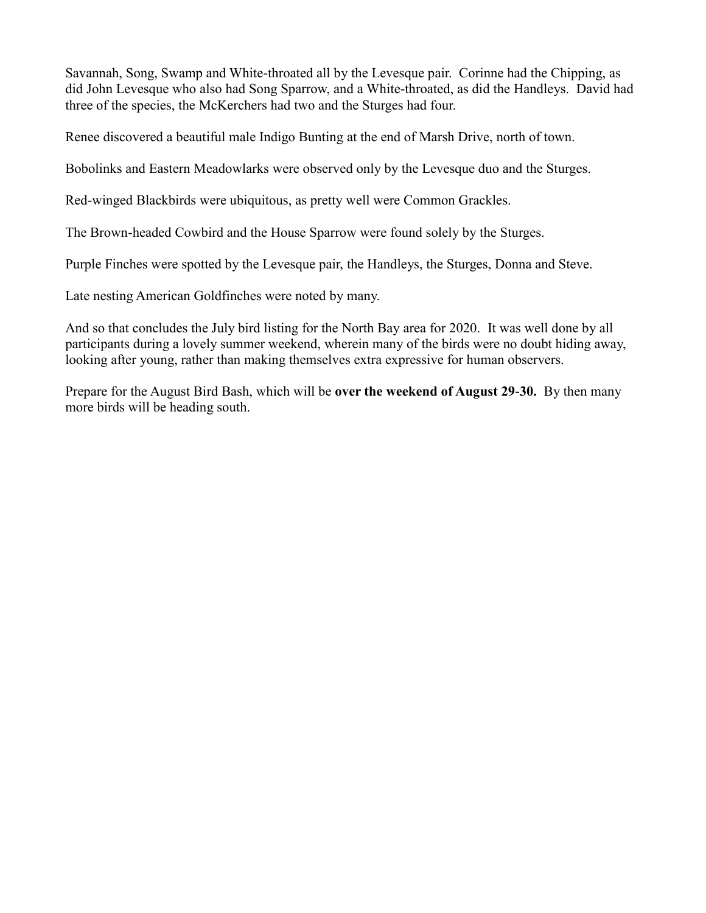Savannah, Song, Swamp and White-throated all by the Levesque pair. Corinne had the Chipping, as did John Levesque who also had Song Sparrow, and a White-throated, as did the Handleys. David had three of the species, the McKerchers had two and the Sturges had four.

Renee discovered a beautiful male Indigo Bunting at the end of Marsh Drive, north of town.

Bobolinks and Eastern Meadowlarks were observed only by the Levesque duo and the Sturges.

Red-winged Blackbirds were ubiquitous, as pretty well were Common Grackles.

The Brown-headed Cowbird and the House Sparrow were found solely by the Sturges.

Purple Finches were spotted by the Levesque pair, the Handleys, the Sturges, Donna and Steve.

Late nesting American Goldfinches were noted by many.

And so that concludes the July bird listing for the North Bay area for 2020. It was well done by all participants during a lovely summer weekend, wherein many of the birds were no doubt hiding away, looking after young, rather than making themselves extra expressive for human observers.

Prepare for the August Bird Bash, which will be **over the weekend of August 29-30.** By then many more birds will be heading south.